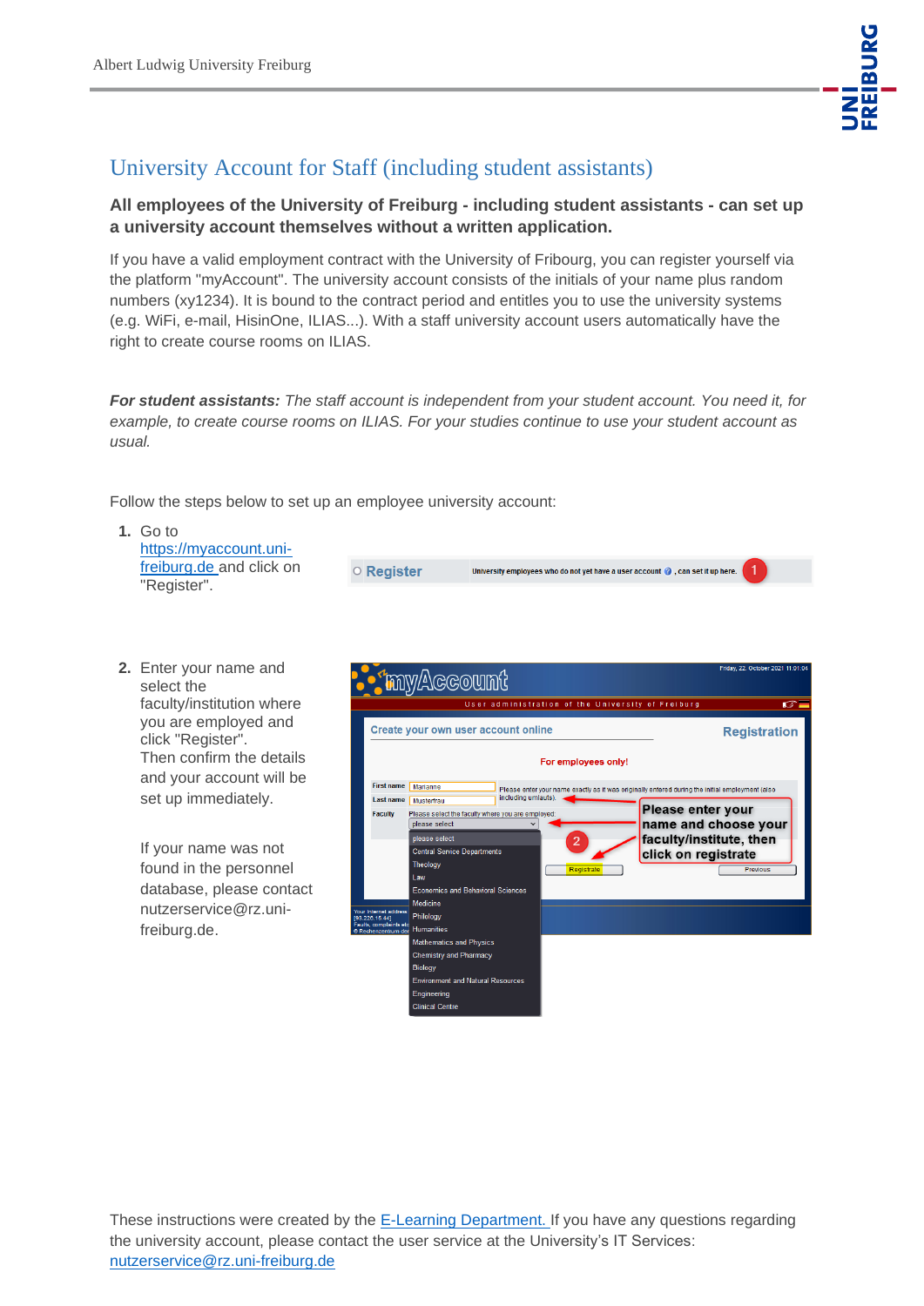# University Account for Staff (including student assistants)

**All employees of the University of Freiburg - including student assistants - can set up a university account themselves without a written application.**

If you have a valid employment contract with the University of Fribourg, you can register yourself via the platform "myAccount". The university account consists of the initials of your name plus random numbers (xy1234). It is bound to the contract period and entitles you to use the university systems (e.g. WiFi, e-mail, HisinOne, ILIAS...). With a staff university account users automatically have the right to create course rooms on ILIAS.

***For student assistants:*** *The staff account is independent from your student account. You need it, for example, to create course rooms on ILIAS. For your studies continue to use your student account as usual.*

Follow the steps below to set up an employee university account:

1. Go to [https://myaccount.uni-freiburg.de](https://myaccount.uni-freiburg.de) and click on "Register".
2. Enter your name and select the faculty/institution where you are employed and click "Register". Then confirm the details and your account will be set up immediately.

   If your name was not found in the personnel database, please contact nutzerservice@rz.uni-freiburg.de.

These instructions were created by the E-Learning Department. If you have any questions regarding the university account, please contact the user service at the University's IT Services: nutzerservice@rz.uni-freiburg.de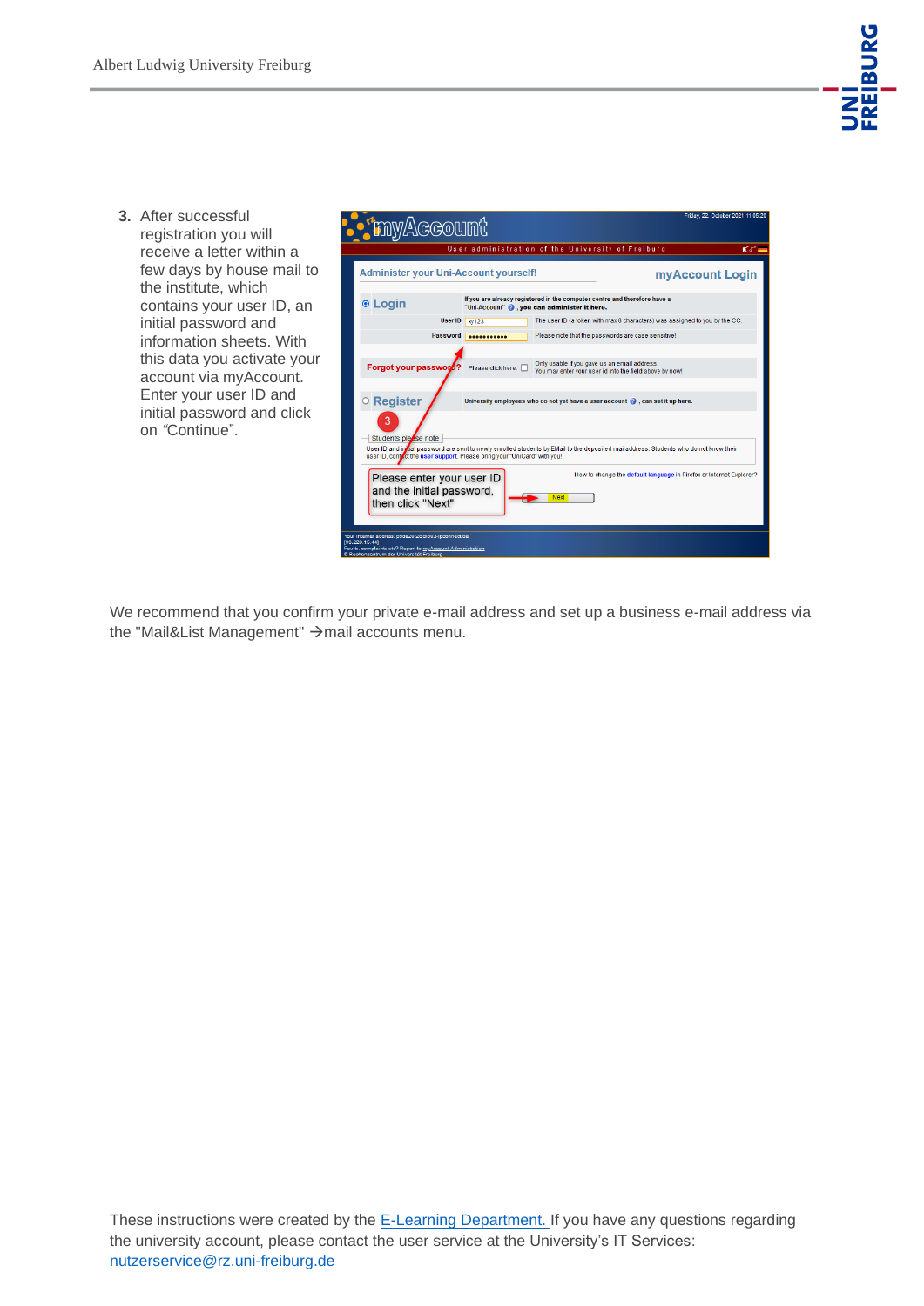3. After successful registration you will receive a letter within a few days by house mail to the institute, which contains your user ID, an initial password and information sheets. With this data you activate your account via myAccount. Enter your user ID and initial password and click on “Continue”.

We recommend that you confirm your private e-mail address and set up a business e-mail address via the "Mail&List Management" →mail accounts menu.

These instructions were created by the [E-Learning Department.](#) If you have any questions regarding the university account, please contact the user service at the University’s IT Services: [nutzerservice@rz.uni-freiburg.de](mailto:nutzerservice@rz.uni-freiburg.de)